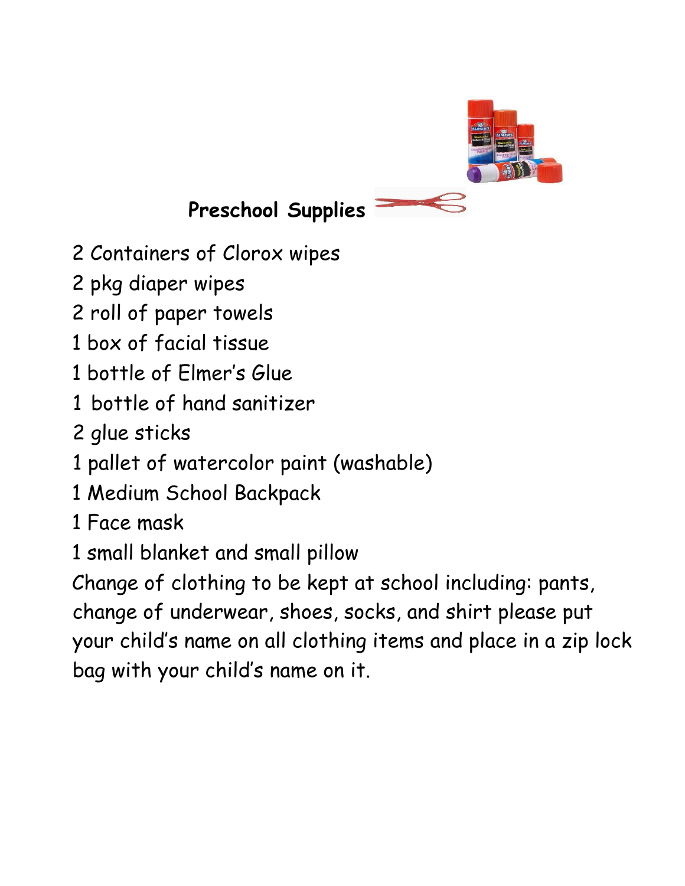# Preschool Supplies

2 Containers of Clorox wipes

2 pkg diaper wipes

2 roll of paper towels

1 box of facial tissue

1 bottle of Elmer's Glue

1 bottle of hand sanitizer

2 glue sticks

1 pallet of watercolor paint (washable)

1 Medium School Backpack

1 Face mask

1 small blanket and small pillow

Change of clothing to be kept at school including: pants, change of underwear, shoes, socks, and shirt please put your child's name on all clothing items and place in a zip lock bag with your child's name on it.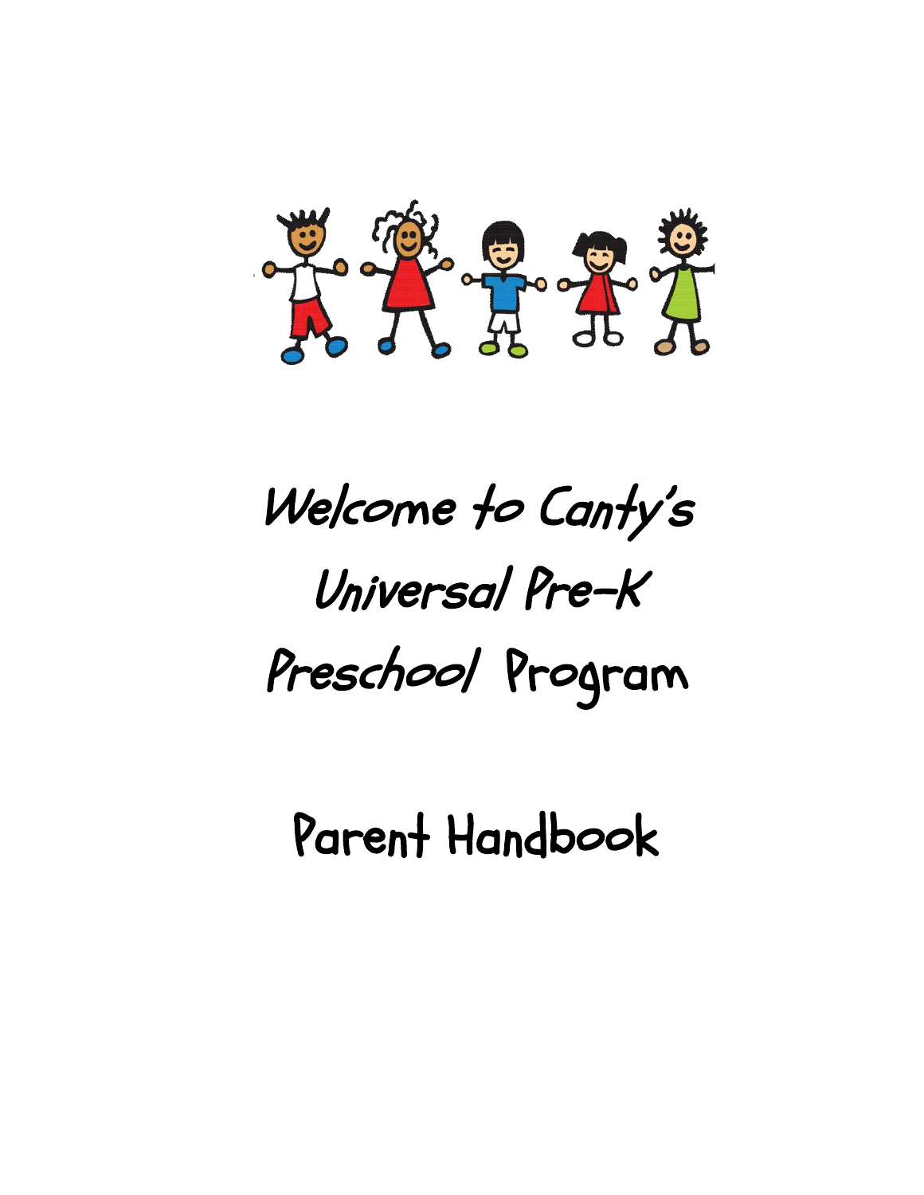# Welcome to Canty's Universal Pre-K Preschool Program

# Parent Handbook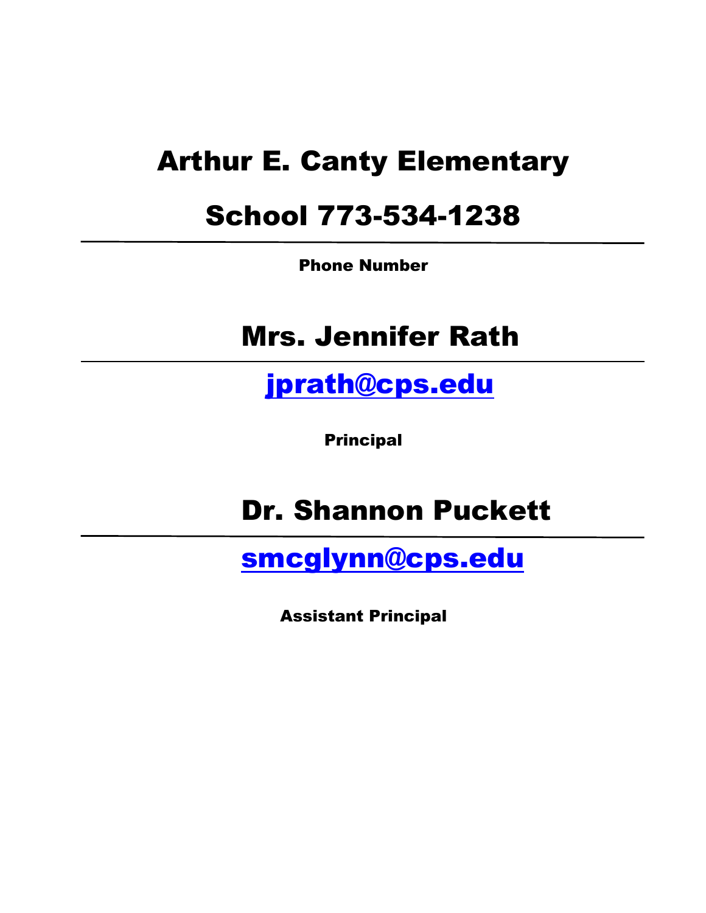# Arthur E. Canty Elementary School 773-534-1238

---

**Phone Number**

## Mrs. Jennifer Rath

---

[jprath@cps.edu](mailto:jprath@cps.edu)

**Principal**

## Dr. Shannon Puckett

---

[smcglynn@cps.edu](mailto:smcglynn@cps.edu)

**Assistant Principal**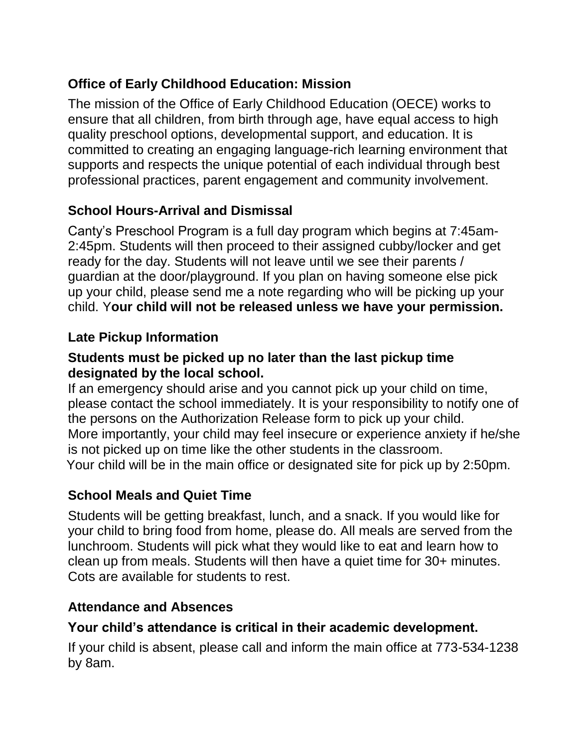## Office of Early Childhood Education: Mission

The mission of the Office of Early Childhood Education (OECE) works to ensure that all children, from birth through age, have equal access to high quality preschool options, developmental support, and education. It is committed to creating an engaging language-rich learning environment that supports and respects the unique potential of each individual through best professional practices, parent engagement and community involvement.

## School Hours-Arrival and Dismissal

Canty's Preschool Program is a full day program which begins at 7:45am-2:45pm. Students will then proceed to their assigned cubby/locker and get ready for the day. Students will not leave until we see their parents / guardian at the door/playground. If you plan on having someone else pick up your child, please send me a note regarding who will be picking up your child. Y**our child will not be released unless we have your permission.**

## Late Pickup Information

**Students must be picked up no later than the last pickup time designated by the local school.**

If an emergency should arise and you cannot pick up your child on time, please contact the school immediately. It is your responsibility to notify one of the persons on the Authorization Release form to pick up your child.
More importantly, your child may feel insecure or experience anxiety if he/she is not picked up on time like the other students in the classroom.
Your child will be in the main office or designated site for pick up by 2:50pm.

## School Meals and Quiet Time

Students will be getting breakfast, lunch, and a snack. If you would like for your child to bring food from home, please do. All meals are served from the lunchroom. Students will pick what they would like to eat and learn how to clean up from meals. Students will then have a quiet time for 30+ minutes. Cots are available for students to rest.

## Attendance and Absences

**Your child's attendance is critical in their academic development.**

If your child is absent, please call and inform the main office at 773-534-1238 by 8am.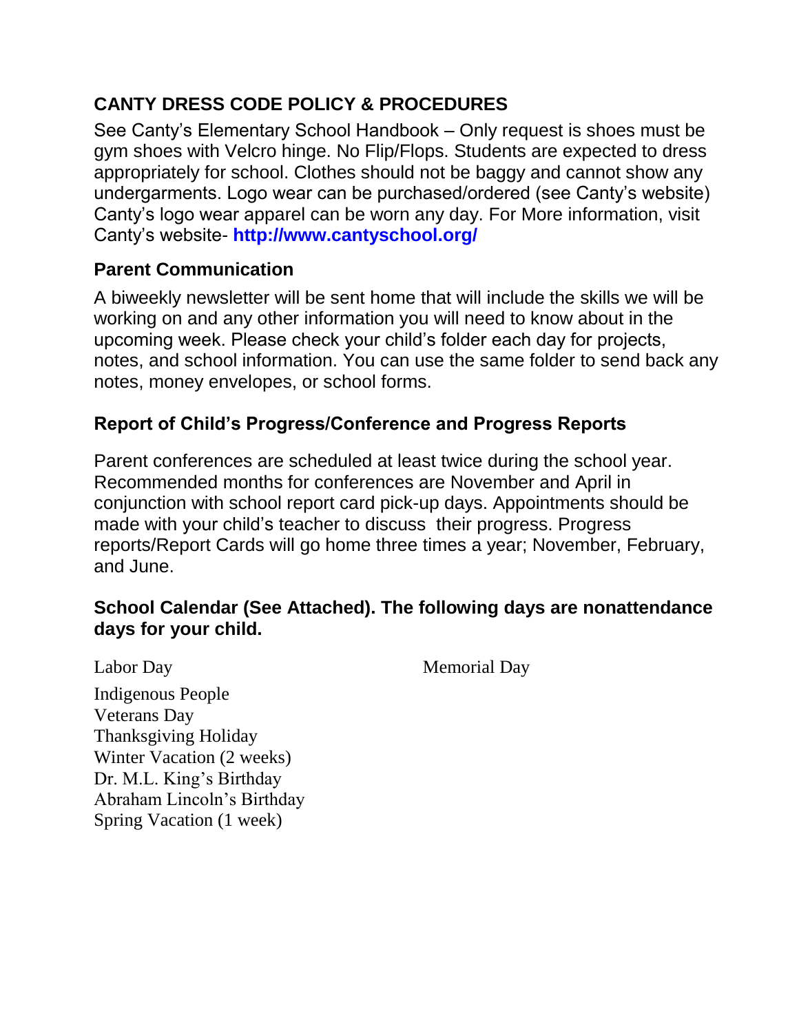## CANTY DRESS CODE POLICY & PROCEDURES

See Canty's Elementary School Handbook – Only request is shoes must be gym shoes with Velcro hinge. No Flip/Flops. Students are expected to dress appropriately for school. Clothes should not be baggy and cannot show any undergarments. Logo wear can be purchased/ordered (see Canty's website) Canty's logo wear apparel can be worn any day. For More information, visit Canty's website- **http://www.cantyschool.org/**

### Parent Communication

A biweekly newsletter will be sent home that will include the skills we will be working on and any other information you will need to know about in the upcoming week. Please check your child's folder each day for projects, notes, and school information. You can use the same folder to send back any notes, money envelopes, or school forms.

### Report of Child's Progress/Conference and Progress Reports

Parent conferences are scheduled at least twice during the school year. Recommended months for conferences are November and April in conjunction with school report card pick-up days. Appointments should be made with your child's teacher to discuss their progress. Progress reports/Report Cards will go home three times a year; November, February, and June.

### School Calendar (See Attached). The following days are nonattendance days for your child.

Labor Day
Indigenous People
Veterans Day
Thanksgiving Holiday
Winter Vacation (2 weeks)
Dr. M.L. King's Birthday
Abraham Lincoln's Birthday
Spring Vacation (1 week)
Memorial Day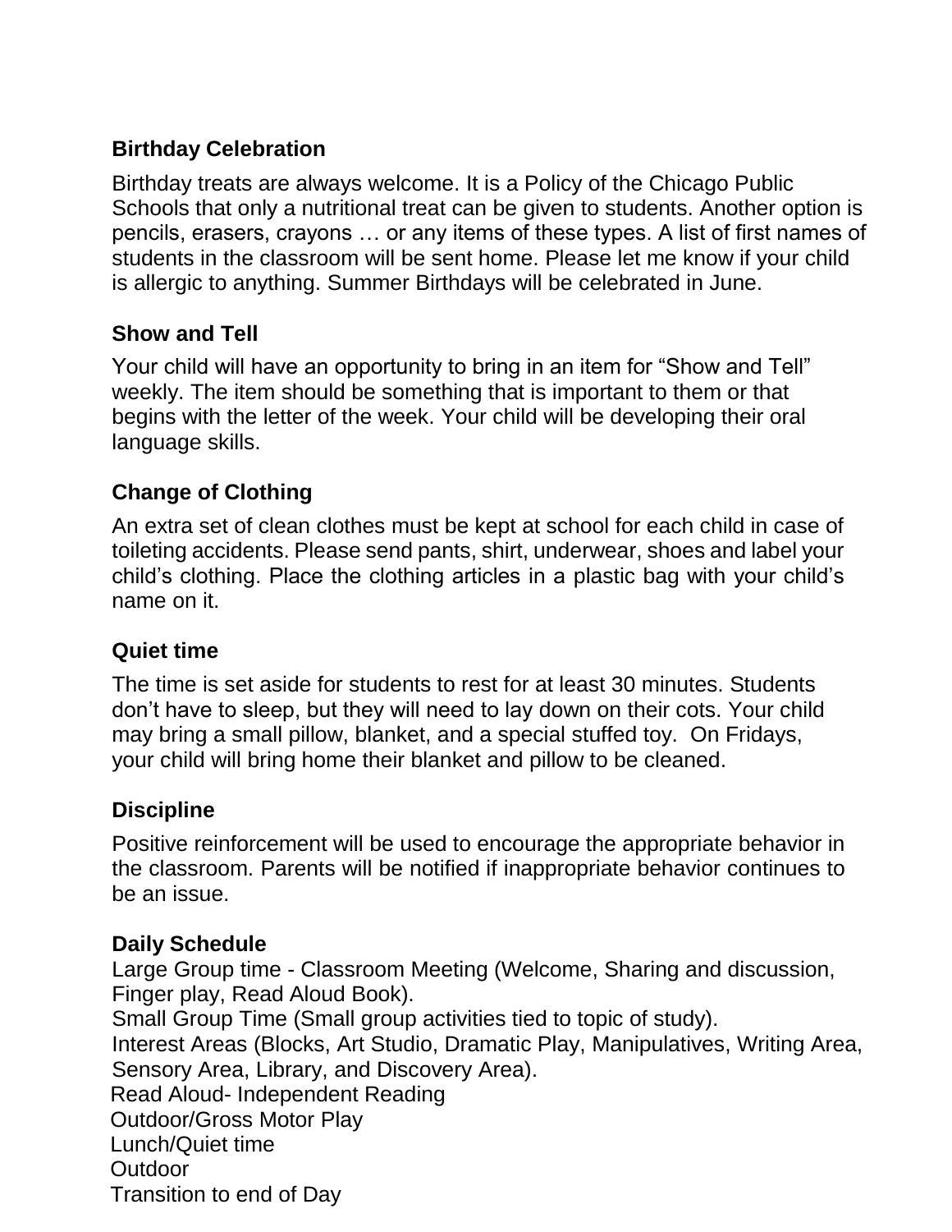## Birthday Celebration

Birthday treats are always welcome. It is a Policy of the Chicago Public Schools that only a nutritional treat can be given to students. Another option is pencils, erasers, crayons … or any items of these types. A list of first names of students in the classroom will be sent home. Please let me know if your child is allergic to anything. Summer Birthdays will be celebrated in June.

## Show and Tell

Your child will have an opportunity to bring in an item for "Show and Tell" weekly. The item should be something that is important to them or that begins with the letter of the week. Your child will be developing their oral language skills.

## Change of Clothing

An extra set of clean clothes must be kept at school for each child in case of toileting accidents. Please send pants, shirt, underwear, shoes and label your child's clothing. Place the clothing articles in a plastic bag with your child's name on it.

## Quiet time

The time is set aside for students to rest for at least 30 minutes. Students don't have to sleep, but they will need to lay down on their cots. Your child may bring a small pillow, blanket, and a special stuffed toy. On Fridays, your child will bring home their blanket and pillow to be cleaned.

## Discipline

Positive reinforcement will be used to encourage the appropriate behavior in the classroom. Parents will be notified if inappropriate behavior continues to be an issue.

## Daily Schedule

Large Group time - Classroom Meeting (Welcome, Sharing and discussion, Finger play, Read Aloud Book).
Small Group Time (Small group activities tied to topic of study).
Interest Areas (Blocks, Art Studio, Dramatic Play, Manipulatives, Writing Area, Sensory Area, Library, and Discovery Area).
Read Aloud- Independent Reading
Outdoor/Gross Motor Play
Lunch/Quiet time
Outdoor
Transition to end of Day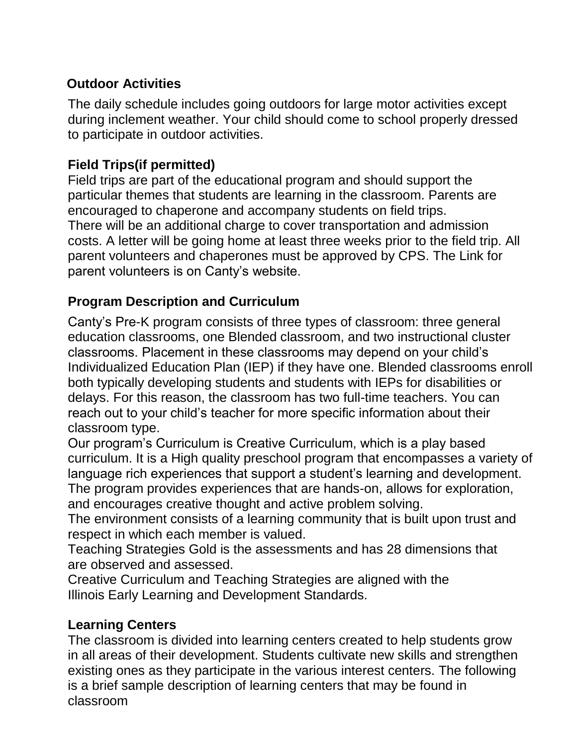## Outdoor Activities

The daily schedule includes going outdoors for large motor activities except during inclement weather. Your child should come to school properly dressed to participate in outdoor activities.

## Field Trips(if permitted)

Field trips are part of the educational program and should support the particular themes that students are learning in the classroom. Parents are encouraged to chaperone and accompany students on field trips.
There will be an additional charge to cover transportation and admission costs. A letter will be going home at least three weeks prior to the field trip. All parent volunteers and chaperones must be approved by CPS. The Link for parent volunteers is on Canty's website.

## Program Description and Curriculum

Canty's Pre-K program consists of three types of classroom: three general education classrooms, one Blended classroom, and two instructional cluster classrooms. Placement in these classrooms may depend on your child's Individualized Education Plan (IEP) if they have one. Blended classrooms enroll both typically developing students and students with IEPs for disabilities or delays. For this reason, the classroom has two full-time teachers. You can reach out to your child's teacher for more specific information about their classroom type.
Our program's Curriculum is Creative Curriculum, which is a play based curriculum. It is a High quality preschool program that encompasses a variety of language rich experiences that support a student's learning and development.
The program provides experiences that are hands-on, allows for exploration, and encourages creative thought and active problem solving.
The environment consists of a learning community that is built upon trust and respect in which each member is valued.
Teaching Strategies Gold is the assessments and has 28 dimensions that are observed and assessed.
Creative Curriculum and Teaching Strategies are aligned with the Illinois Early Learning and Development Standards.

## Learning Centers

The classroom is divided into learning centers created to help students grow in all areas of their development. Students cultivate new skills and strengthen existing ones as they participate in the various interest centers. The following is a brief sample description of learning centers that may be found in classroom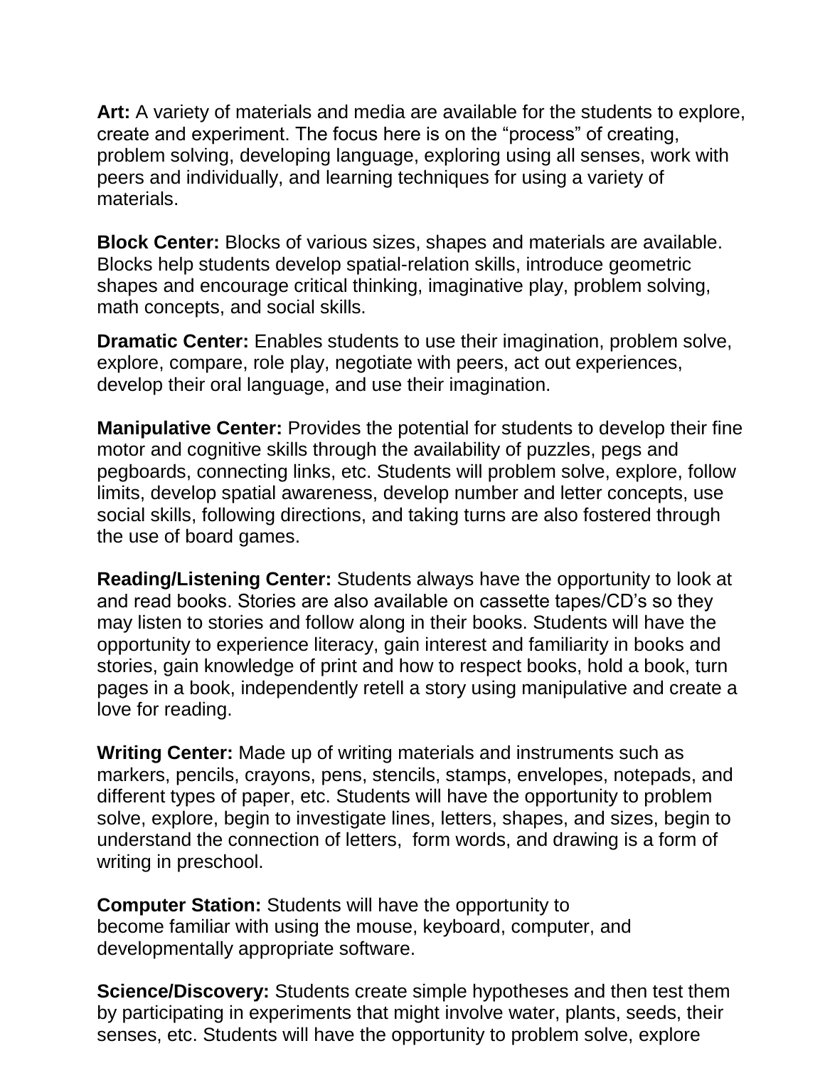**Art:** A variety of materials and media are available for the students to explore, create and experiment. The focus here is on the “process” of creating, problem solving, developing language, exploring using all senses, work with peers and individually, and learning techniques for using a variety of materials.

**Block Center:** Blocks of various sizes, shapes and materials are available. Blocks help students develop spatial-relation skills, introduce geometric shapes and encourage critical thinking, imaginative play, problem solving, math concepts, and social skills.

**Dramatic Center:** Enables students to use their imagination, problem solve, explore, compare, role play, negotiate with peers, act out experiences, develop their oral language, and use their imagination.

**Manipulative Center:** Provides the potential for students to develop their fine motor and cognitive skills through the availability of puzzles, pegs and pegboards, connecting links, etc. Students will problem solve, explore, follow limits, develop spatial awareness, develop number and letter concepts, use social skills, following directions, and taking turns are also fostered through the use of board games.

**Reading/Listening Center:** Students always have the opportunity to look at and read books. Stories are also available on cassette tapes/CD’s so they may listen to stories and follow along in their books. Students will have the opportunity to experience literacy, gain interest and familiarity in books and stories, gain knowledge of print and how to respect books, hold a book, turn pages in a book, independently retell a story using manipulative and create a love for reading.

**Writing Center:** Made up of writing materials and instruments such as markers, pencils, crayons, pens, stencils, stamps, envelopes, notepads, and different types of paper, etc. Students will have the opportunity to problem solve, explore, begin to investigate lines, letters, shapes, and sizes, begin to understand the connection of letters, form words, and drawing is a form of writing in preschool.

**Computer Station:** Students will have the opportunity to become familiar with using the mouse, keyboard, computer, and developmentally appropriate software.

**Science/Discovery:** Students create simple hypotheses and then test them by participating in experiments that might involve water, plants, seeds, their senses, etc. Students will have the opportunity to problem solve, explore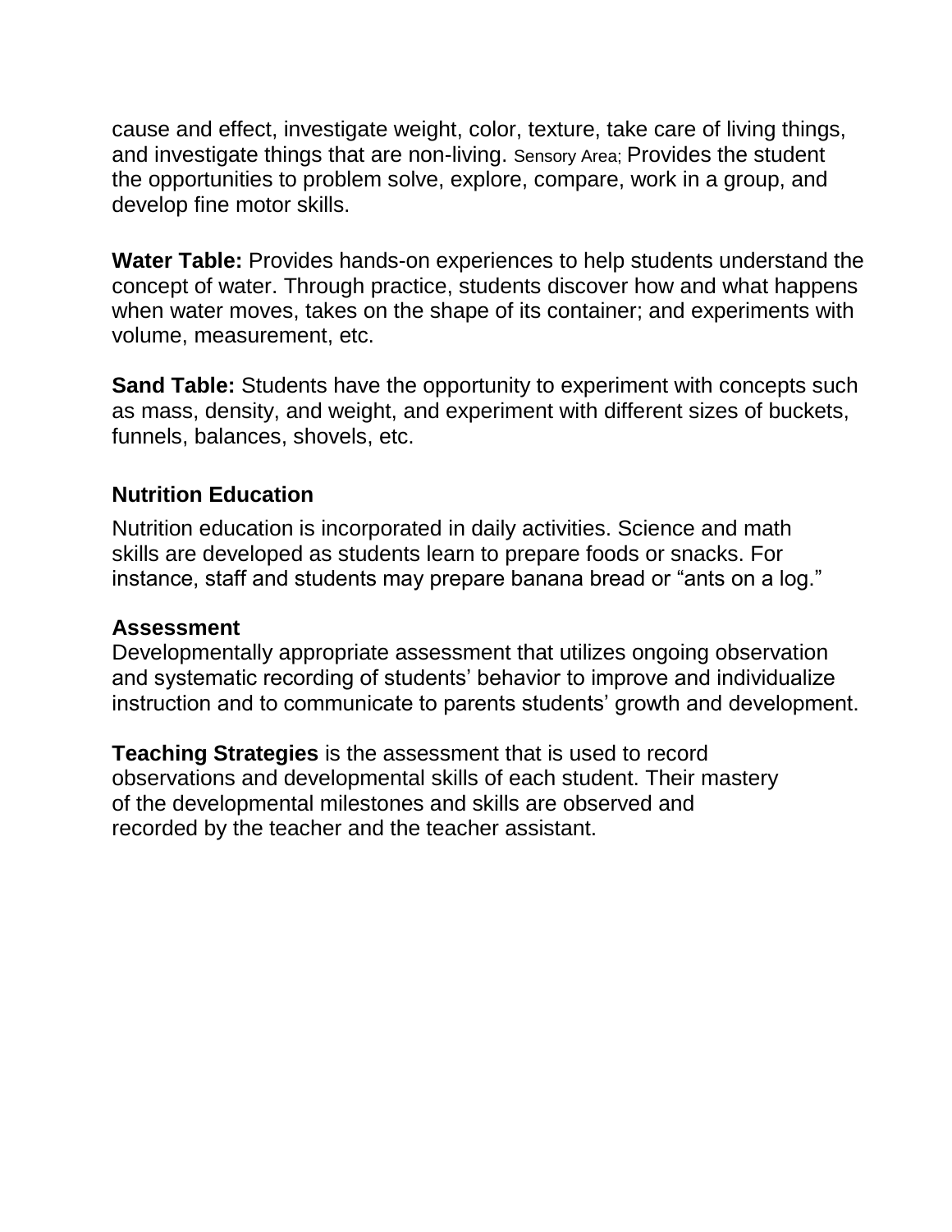cause and effect, investigate weight, color, texture, take care of living things, and investigate things that are non-living. Sensory Area; Provides the student the opportunities to problem solve, explore, compare, work in a group, and develop fine motor skills.

**Water Table:** Provides hands-on experiences to help students understand the concept of water. Through practice, students discover how and what happens when water moves, takes on the shape of its container; and experiments with volume, measurement, etc.

**Sand Table:** Students have the opportunity to experiment with concepts such as mass, density, and weight, and experiment with different sizes of buckets, funnels, balances, shovels, etc.

## Nutrition Education

Nutrition education is incorporated in daily activities. Science and math skills are developed as students learn to prepare foods or snacks. For instance, staff and students may prepare banana bread or "ants on a log."

## Assessment

Developmentally appropriate assessment that utilizes ongoing observation and systematic recording of students' behavior to improve and individualize instruction and to communicate to parents students' growth and development.

**Teaching Strategies** is the assessment that is used to record observations and developmental skills of each student. Their mastery of the developmental milestones and skills are observed and recorded by the teacher and the teacher assistant.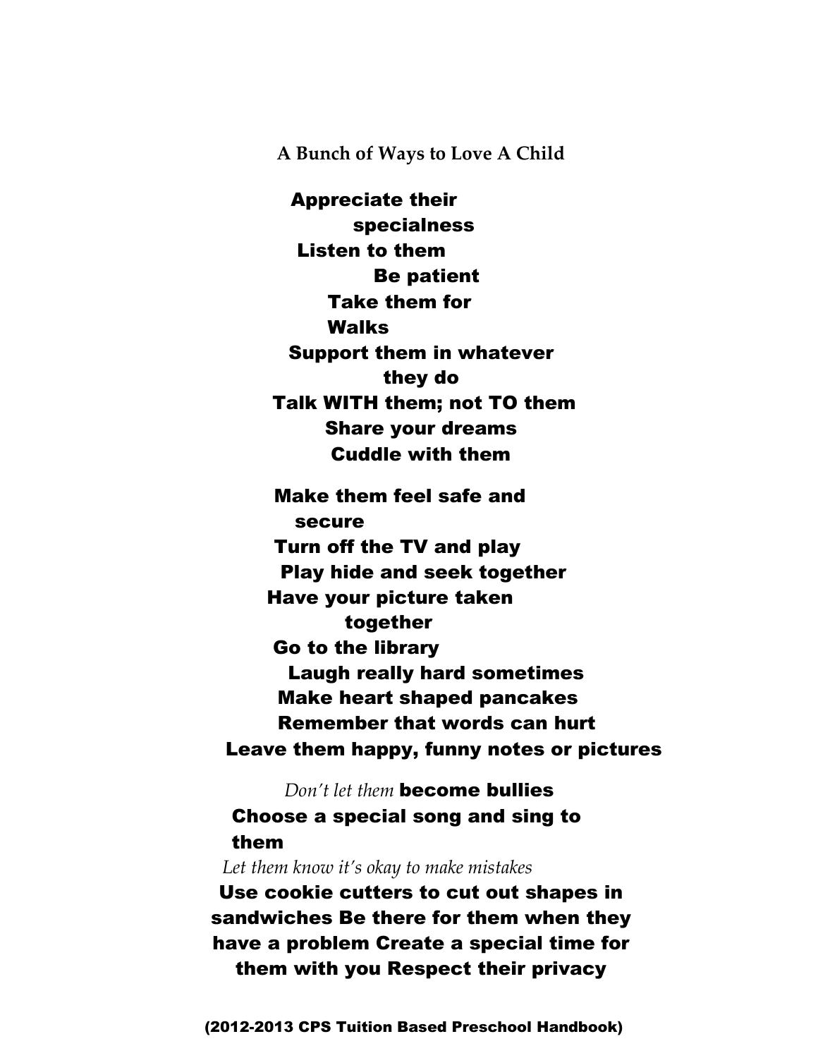**A Bunch of Ways to Love A Child**

Appreciate their specialness
Listen to them
Be patient
Take them for Walks
Support them in whatever they do
Talk WITH them; not TO them
Share your dreams
Cuddle with them

Make them feel safe and secure
Turn off the TV and play
Play hide and seek together
Have your picture taken together
Go to the library
Laugh really hard sometimes
Make heart shaped pancakes
Remember that words can hurt
Leave them happy, funny notes or pictures

*Don't let them* become bullies
Choose a special song and sing to them
*Let them know it's okay to make mistakes*
Use cookie cutters to cut out shapes in sandwiches Be there for them when they have a problem Create a special time for them with you Respect their privacy

(2012-2013 CPS Tuition Based Preschool Handbook)